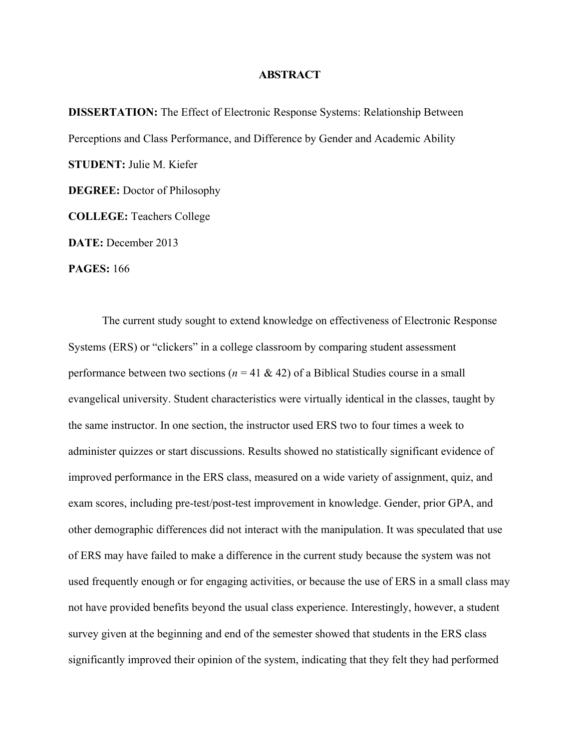# ABSTRACT

**DISSERTATION:** The Effect of Electronic Response Systems: Relationship Between Perceptions and Class Performance, and Difference by Gender and Academic Ability

**STUDENT:** Julie M. Kiefer

**DEGREE:** Doctor of Philosophy

**COLLEGE:** Teachers College

**DATE:** December 2013

**PAGES:** 166

The current study sought to extend knowledge on effectiveness of Electronic Response Systems (ERS) or "clickers" in a college classroom by comparing student assessment performance between two sections ($n$ = 41 & 42) of a Biblical Studies course in a small evangelical university. Student characteristics were virtually identical in the classes, taught by the same instructor. In one section, the instructor used ERS two to four times a week to administer quizzes or start discussions. Results showed no statistically significant evidence of improved performance in the ERS class, measured on a wide variety of assignment, quiz, and exam scores, including pre-test/post-test improvement in knowledge. Gender, prior GPA, and other demographic differences did not interact with the manipulation. It was speculated that use of ERS may have failed to make a difference in the current study because the system was not used frequently enough or for engaging activities, or because the use of ERS in a small class may not have provided benefits beyond the usual class experience. Interestingly, however, a student survey given at the beginning and end of the semester showed that students in the ERS class significantly improved their opinion of the system, indicating that they felt they had performed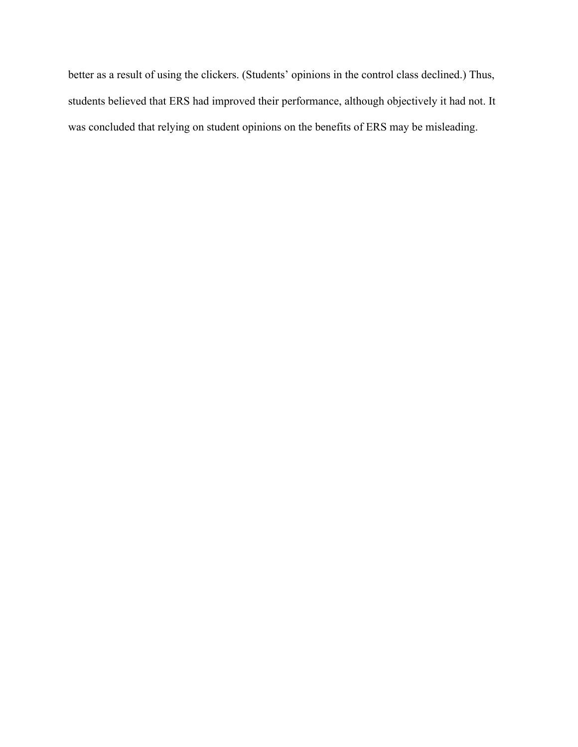better as a result of using the clickers. (Students' opinions in the control class declined.) Thus, students believed that ERS had improved their performance, although objectively it had not. It was concluded that relying on student opinions on the benefits of ERS may be misleading.